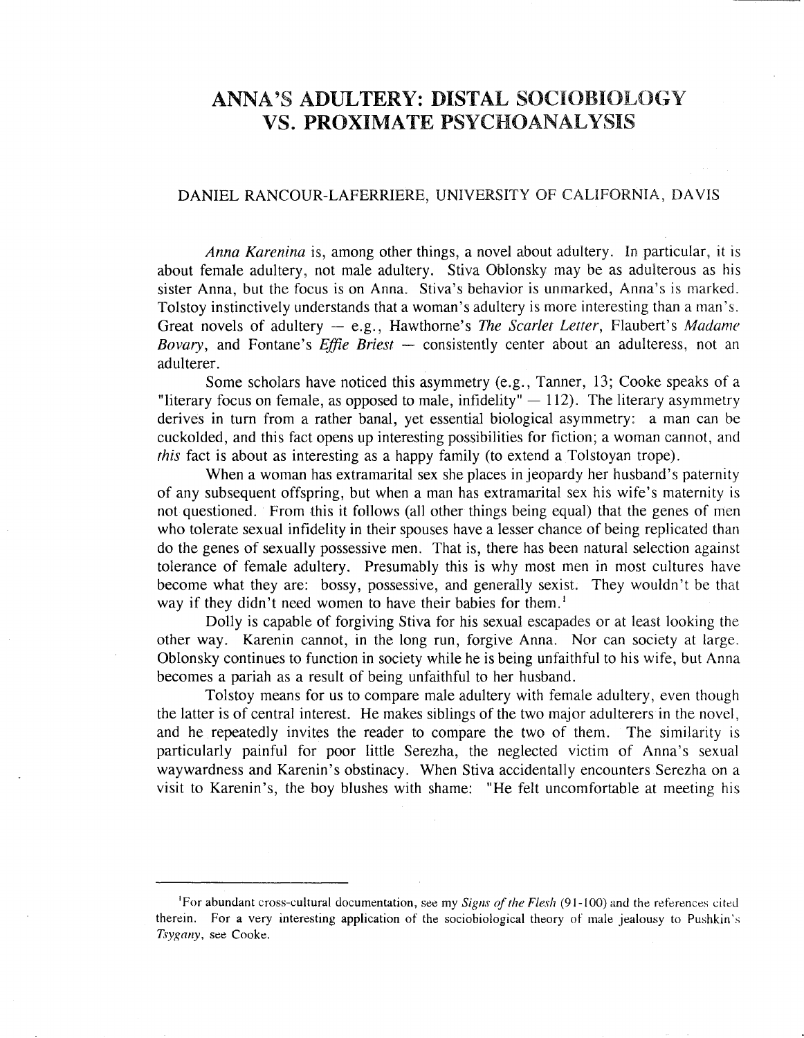# ANNA'S ADULTERY: DISTAL SOCIOBIOLOGY VS. PROXIMATE PSYCHOANALYSIS

DANIEL RANCOUR-LAFERRIERE, UNIVERSITY OF CALIFORNIA, DAVIS

*Anna Karenina* is, among other things, a novel about adultery. In particular, it is about female adultery, not male adultery. Stiva Oblonsky may be as adulterous as his sister Anna, but the focus is on Anna. Stiva's behavior is unmarked, Anna's is marked. Tolstoy instinctively understands that a woman's adultery is more interesting than a man's. Great novels of adultery — e.g., Hawthorne's *The Scarlet Letter*, Flaubert's *Madame Bovary*, and Fontane's *Effie Briest* — consistently center about an adulteress, not an adulterer.

Some scholars have noticed this asymmetry (e.g., Tanner, 13; Cooke speaks of a "literary focus on female, as opposed to male, infidelity" — 112). The literary asymmetry derives in turn from a rather banal, yet essential biological asymmetry: a man can be cuckolded, and this fact opens up interesting possibilities for fiction; a woman cannot, and *this* fact is about as interesting as a happy family (to extend a Tolstoyan trope).

When a woman has extramarital sex she places in jeopardy her husband's paternity of any subsequent offspring, but when a man has extramarital sex his wife's maternity is not questioned. From this it follows (all other things being equal) that the genes of men who tolerate sexual infidelity in their spouses have a lesser chance of being replicated than do the genes of sexually possessive men. That is, there has been natural selection against tolerance of female adultery. Presumably this is why most men in most cultures have become what they are: bossy, possessive, and generally sexist. They wouldn't be that way if they didn't need women to have their babies for them.[1]

Dolly is capable of forgiving Stiva for his sexual escapades or at least looking the other way. Karenin cannot, in the long run, forgive Anna. Nor can society at large. Oblonsky continues to function in society while he is being unfaithful to his wife, but Anna becomes a pariah as a result of being unfaithful to her husband.

Tolstoy means for us to compare male adultery with female adultery, even though the latter is of central interest. He makes siblings of the two major adulterers in the novel, and he repeatedly invites the reader to compare the two of them. The similarity is particularly painful for poor little Serezha, the neglected victim of Anna's sexual waywardness and Karenin's obstinacy. When Stiva accidentally encounters Serezha on a visit to Karenin's, the boy blushes with shame: "He felt uncomfortable at meeting his

---

[1] For abundant cross-cultural documentation, see my *Signs of the Flesh* (91-100) and the references cited therein. For a very interesting application of the sociobiological theory of male jealousy to Pushkin's *Tsygany*, see Cooke.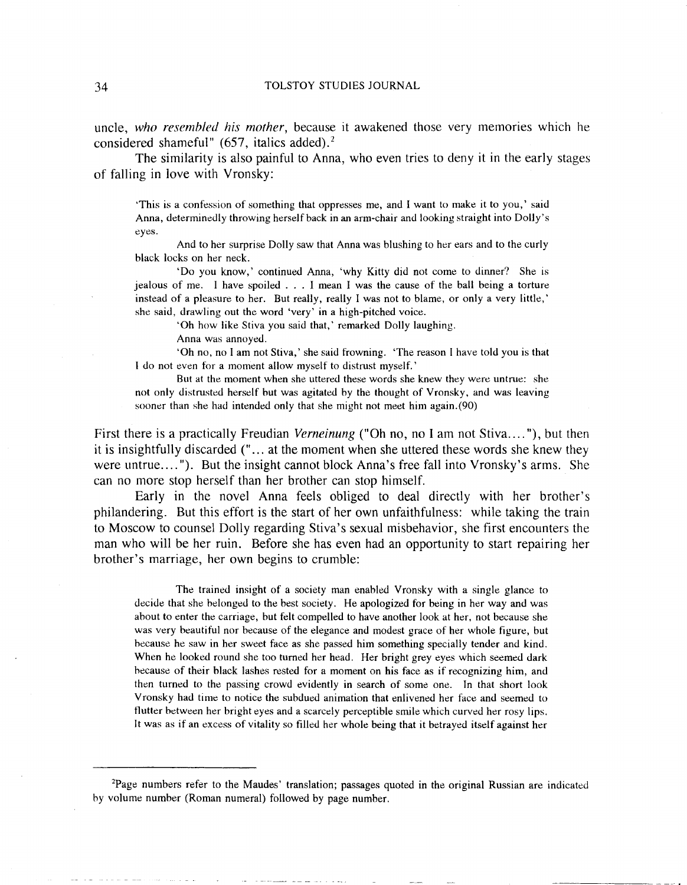uncle, *who resembled his mother*, because it awakened those very memories which he considered shameful" (657, italics added).[2]

The similarity is also painful to Anna, who even tries to deny it in the early stages of falling in love with Vronsky:

> 'This is a confession of something that oppresses me, and I want to make it to you,' said Anna, determinedly throwing herself back in an arm-chair and looking straight into Dolly's eyes.
>
> And to her surprise Dolly saw that Anna was blushing to her ears and to the curly black locks on her neck.
>
> 'Do you know,' continued Anna, 'why Kitty did not come to dinner? She is jealous of me. I have spoiled . . . I mean I was the cause of the ball being a torture instead of a pleasure to her. But really, really I was not to blame, or only a very little,' she said, drawling out the word 'very' in a high-pitched voice.
>
> 'Oh how like Stiva you said that,' remarked Dolly laughing.
>
> Anna was annoyed.
>
> 'Oh no, no I am not Stiva,' she said frowning. 'The reason I have told you is that I do not even for a moment allow myself to distrust myself.'
>
> But at the moment when she uttered these words she knew they were untrue: she not only distrusted herself but was agitated by the thought of Vronsky, and was leaving sooner than she had intended only that she might not meet him again.(90)

First there is a practically Freudian *Verneinung* ("Oh no, no I am not Stiva...."), but then it is insightfully discarded ("... at the moment when she uttered these words she knew they were untrue...."). But the insight cannot block Anna's free fall into Vronsky's arms. She can no more stop herself than her brother can stop himself.

Early in the novel Anna feels obliged to deal directly with her brother's philandering. But this effort is the start of her own unfaithfulness: while taking the train to Moscow to counsel Dolly regarding Stiva's sexual misbehavior, she first encounters the man who will be her ruin. Before she has even had an opportunity to start repairing her brother's marriage, her own begins to crumble:

> The trained insight of a society man enabled Vronsky with a single glance to decide that she belonged to the best society. He apologized for being in her way and was about to enter the carriage, but felt compelled to have another look at her, not because she was very beautiful nor because of the elegance and modest grace of her whole figure, but because he saw in her sweet face as she passed him something specially tender and kind. When he looked round she too turned her head. Her bright grey eyes which seemed dark because of their black lashes rested for a moment on his face as if recognizing him, and then turned to the passing crowd evidently in search of some one. In that short look Vronsky had time to notice the subdued animation that enlivened her face and seemed to flutter between her bright eyes and a scarcely perceptible smile which curved her rosy lips. It was as if an excess of vitality so filled her whole being that it betrayed itself against her

---

[2]Page numbers refer to the Maudes' translation; passages quoted in the original Russian are indicated by volume number (Roman numeral) followed by page number.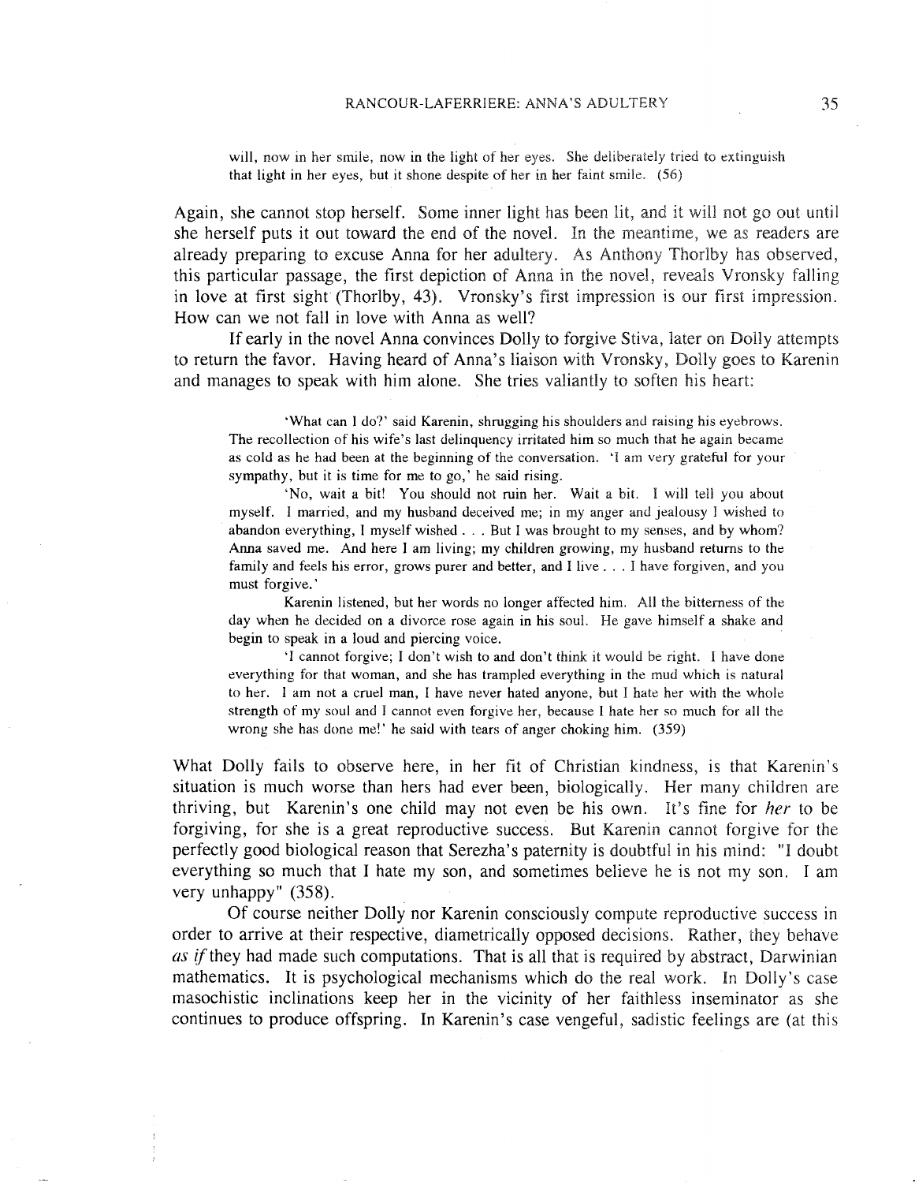> will, now in her smile, now in the light of her eyes. She deliberately tried to extinguish that light in her eyes, but it shone despite of her in her faint smile. (56)

Again, she cannot stop herself. Some inner light has been lit, and it will not go out until she herself puts it out toward the end of the novel. In the meantime, we as readers are already preparing to excuse Anna for her adultery. As Anthony Thorlby has observed, this particular passage, the first depiction of Anna in the novel, reveals Vronsky falling in love at first sight (Thorlby, 43). Vronsky's first impression is our first impression. How can we not fall in love with Anna as well?

If early in the novel Anna convinces Dolly to forgive Stiva, later on Dolly attempts to return the favor. Having heard of Anna's liaison with Vronsky, Dolly goes to Karenin and manages to speak with him alone. She tries valiantly to soften his heart:

> 'What can I do?' said Karenin, shrugging his shoulders and raising his eyebrows. The recollection of his wife's last delinquency irritated him so much that he again became as cold as he had been at the beginning of the conversation. 'I am very grateful for your sympathy, but it is time for me to go,' he said rising.
>
> 'No, wait a bit! You should not ruin her. Wait a bit. I will tell you about myself. I married, and my husband deceived me; in my anger and jealousy I wished to abandon everything, I myself wished . . . But I was brought to my senses, and by whom? Anna saved me. And here I am living; my children growing, my husband returns to the family and feels his error, grows purer and better, and I live . . . I have forgiven, and you must forgive.'
>
> Karenin listened, but her words no longer affected him. All the bitterness of the day when he decided on a divorce rose again in his soul. He gave himself a shake and begin to speak in a loud and piercing voice.
>
> 'I cannot forgive; I don't wish to and don't think it would be right. I have done everything for that woman, and she has trampled everything in the mud which is natural to her. I am not a cruel man, I have never hated anyone, but I hate her with the whole strength of my soul and I cannot even forgive her, because I hate her so much for all the wrong she has done me!' he said with tears of anger choking him. (359)

What Dolly fails to observe here, in her fit of Christian kindness, is that Karenin's situation is much worse than hers had ever been, biologically. Her many children are thriving, but Karenin's one child may not even be his own. It's fine for *her* to be forgiving, for she is a great reproductive success. But Karenin cannot forgive for the perfectly good biological reason that Serezha's paternity is doubtful in his mind: "I doubt everything so much that I hate my son, and sometimes believe he is not my son. I am very unhappy" (358).

Of course neither Dolly nor Karenin consciously compute reproductive success in order to arrive at their respective, diametrically opposed decisions. Rather, they behave *as if* they had made such computations. That is all that is required by abstract, Darwinian mathematics. It is psychological mechanisms which do the real work. In Dolly's case masochistic inclinations keep her in the vicinity of her faithless inseminator as she continues to produce offspring. In Karenin's case vengeful, sadistic feelings are (at this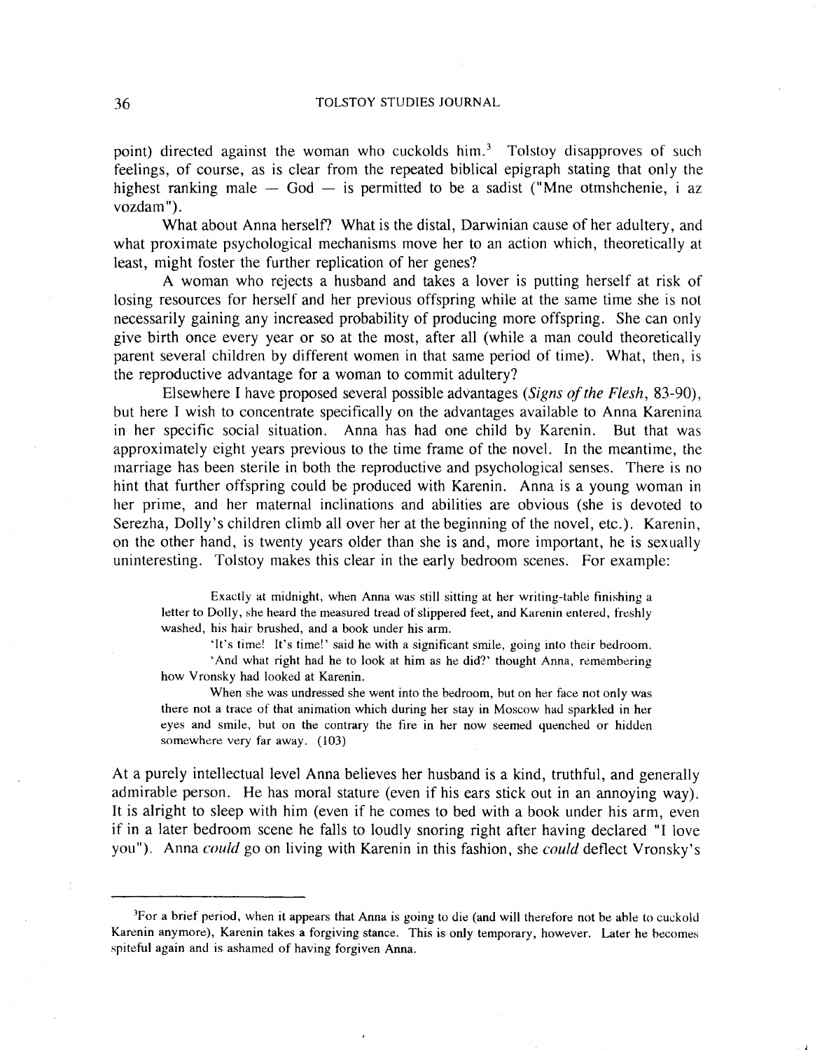point) directed against the woman who cuckolds him.[3] Tolstoy disapproves of such feelings, of course, as is clear from the repeated biblical epigraph stating that only the highest ranking male — God — is permitted to be a sadist ("Mne otmshchenie, i az vozdam").

What about Anna herself? What is the distal, Darwinian cause of her adultery, and what proximate psychological mechanisms move her to an action which, theoretically at least, might foster the further replication of her genes?

A woman who rejects a husband and takes a lover is putting herself at risk of losing resources for herself and her previous offspring while at the same time she is not necessarily gaining any increased probability of producing more offspring. She can only give birth once every year or so at the most, after all (while a man could theoretically parent several children by different women in that same period of time). What, then, is the reproductive advantage for a woman to commit adultery?

Elsewhere I have proposed several possible advantages (*Signs of the Flesh*, 83-90), but here I wish to concentrate specifically on the advantages available to Anna Karenina in her specific social situation. Anna has had one child by Karenin. But that was approximately eight years previous to the time frame of the novel. In the meantime, the marriage has been sterile in both the reproductive and psychological senses. There is no hint that further offspring could be produced with Karenin. Anna is a young woman in her prime, and her maternal inclinations and abilities are obvious (she is devoted to Serezha, Dolly's children climb all over her at the beginning of the novel, etc.). Karenin, on the other hand, is twenty years older than she is and, more important, he is sexually uninteresting. Tolstoy makes this clear in the early bedroom scenes. For example:

> Exactly at midnight, when Anna was still sitting at her writing-table finishing a letter to Dolly, she heard the measured tread of slippered feet, and Karenin entered, freshly washed, his hair brushed, and a book under his arm.
>
> 'It's time! It's time!' said he with a significant smile, going into their bedroom.
>
> 'And what right had he to look at him as he did?' thought Anna, remembering how Vronsky had looked at Karenin.
>
> When she was undressed she went into the bedroom, but on her face not only was there not a trace of that animation which during her stay in Moscow had sparkled in her eyes and smile, but on the contrary the fire in her now seemed quenched or hidden somewhere very far away. (103)

At a purely intellectual level Anna believes her husband is a kind, truthful, and generally admirable person. He has moral stature (even if his ears stick out in an annoying way). It is alright to sleep with him (even if he comes to bed with a book under his arm, even if in a later bedroom scene he falls to loudly snoring right after having declared "I love you"). Anna *could* go on living with Karenin in this fashion, she *could* deflect Vronsky's

---

[3]For a brief period, when it appears that Anna is going to die (and will therefore not be able to cuckold Karenin anymore), Karenin takes a forgiving stance. This is only temporary, however. Later he becomes spiteful again and is ashamed of having forgiven Anna.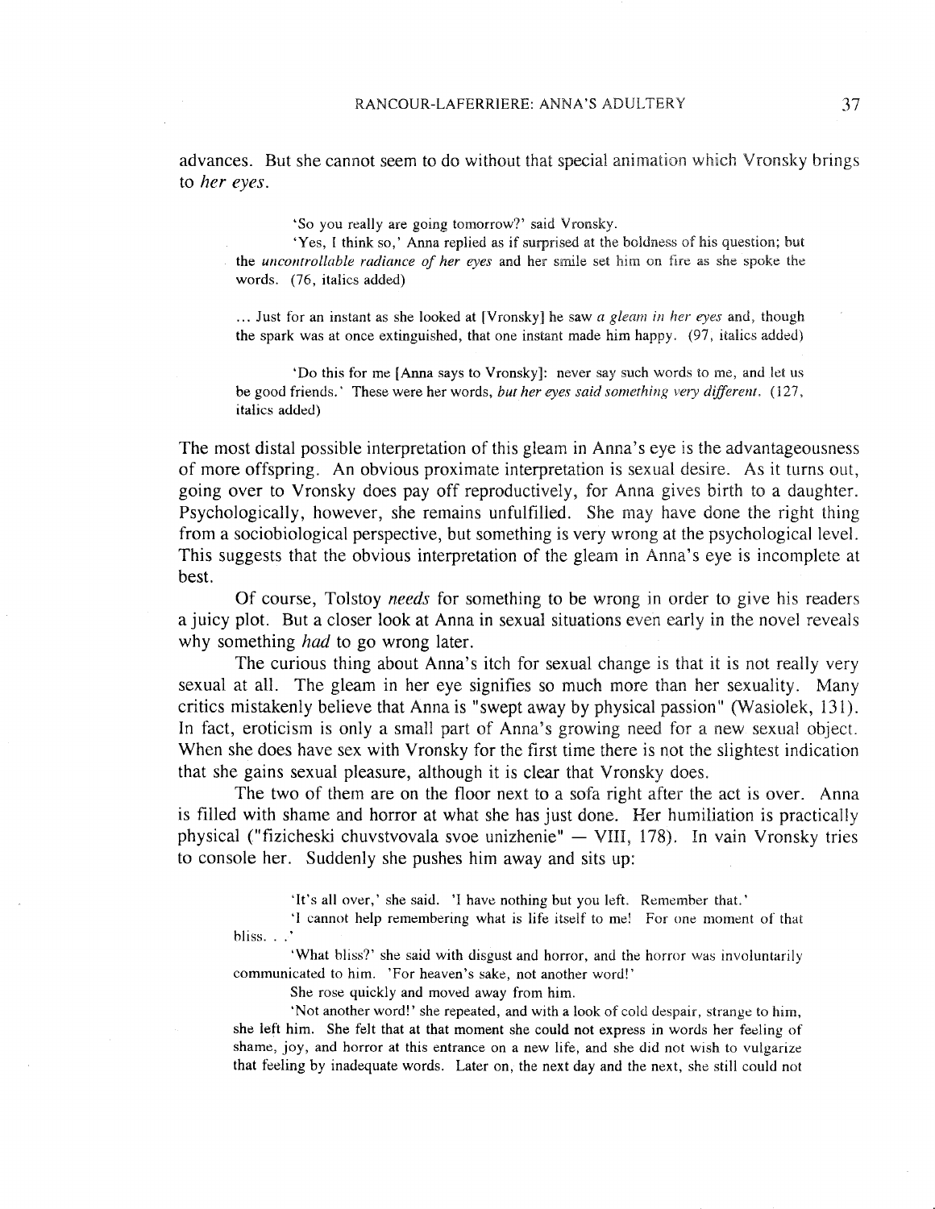advances. But she cannot seem to do without that special animation which Vronsky brings to *her eyes*.

> 'So you really are going tomorrow?' said Vronsky.
>
> 'Yes, I think so,' Anna replied as if surprised at the boldness of his question; but the *uncontrollable radiance of her eyes* and her smile set him on fire as she spoke the words. (76, italics added)

> ... Just for an instant as she looked at [Vronsky] he saw *a gleam in her eyes* and, though the spark was at once extinguished, that one instant made him happy. (97, italics added)

> 'Do this for me [Anna says to Vronsky]: never say such words to me, and let us be good friends.' These were her words, *but her eyes said something very different*. (127, italics added)

The most distal possible interpretation of this gleam in Anna's eye is the advantageousness of more offspring. An obvious proximate interpretation is sexual desire. As it turns out, going over to Vronsky does pay off reproductively, for Anna gives birth to a daughter. Psychologically, however, she remains unfulfilled. She may have done the right thing from a sociobiological perspective, but something is very wrong at the psychological level. This suggests that the obvious interpretation of the gleam in Anna's eye is incomplete at best.

Of course, Tolstoy *needs* for something to be wrong in order to give his readers a juicy plot. But a closer look at Anna in sexual situations even early in the novel reveals why something *had* to go wrong later.

The curious thing about Anna's itch for sexual change is that it is not really very sexual at all. The gleam in her eye signifies so much more than her sexuality. Many critics mistakenly believe that Anna is "swept away by physical passion" (Wasiolek, 131). In fact, eroticism is only a small part of Anna's growing need for a new sexual object. When she does have sex with Vronsky for the first time there is not the slightest indication that she gains sexual pleasure, although it is clear that Vronsky does.

The two of them are on the floor next to a sofa right after the act is over. Anna is filled with shame and horror at what she has just done. Her humiliation is practically physical ("fizicheski chuvstvovala svoe unizhenie" — VIII, 178). In vain Vronsky tries to console her. Suddenly she pushes him away and sits up:

> 'It's all over,' she said. 'I have nothing but you left. Remember that.'
>
> 'I cannot help remembering what is life itself to me! For one moment of that bliss. . .'
>
> 'What bliss?' she said with disgust and horror, and the horror was involuntarily communicated to him. 'For heaven's sake, not another word!'
>
> She rose quickly and moved away from him.
>
> 'Not another word!' she repeated, and with a look of cold despair, strange to him, she left him. She felt that at that moment she could not express in words her feeling of shame, joy, and horror at this entrance on a new life, and she did not wish to vulgarize that feeling by inadequate words. Later on, the next day and the next, she still could not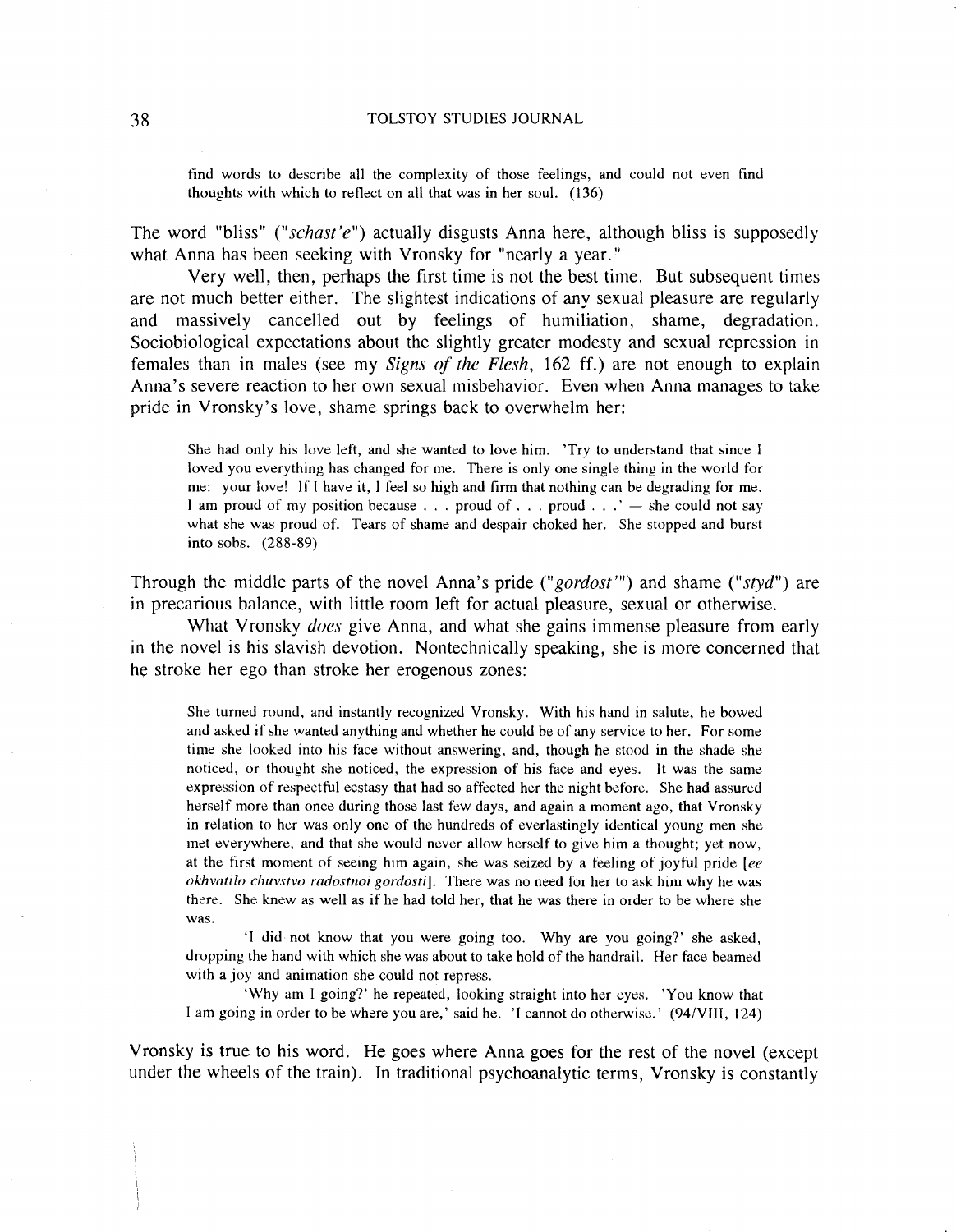> find words to describe all the complexity of those feelings, and could not even find thoughts with which to reflect on all that was in her soul. (136)

The word "bliss" (*"schast'e"*) actually disgusts Anna here, although bliss is supposedly what Anna has been seeking with Vronsky for "nearly a year."

Very well, then, perhaps the first time is not the best time. But subsequent times are not much better either. The slightest indications of any sexual pleasure are regularly and massively cancelled out by feelings of humiliation, shame, degradation. Sociobiological expectations about the slightly greater modesty and sexual repression in females than in males (see my *Signs of the Flesh*, 162 ff.) are not enough to explain Anna's severe reaction to her own sexual misbehavior. Even when Anna manages to take pride in Vronsky's love, shame springs back to overwhelm her:

> She had only his love left, and she wanted to love him. 'Try to understand that since I loved you everything has changed for me. There is only one single thing in the world for me: your love! If I have it, I feel so high and firm that nothing can be degrading for me. I am proud of my position because . . . proud of . . . proud . . .' — she could not say what she was proud of. Tears of shame and despair choked her. She stopped and burst into sobs. (288-89)

Through the middle parts of the novel Anna's pride (*"gordost'"*) and shame (*"styd"*) are in precarious balance, with little room left for actual pleasure, sexual or otherwise.

What Vronsky *does* give Anna, and what she gains immense pleasure from early in the novel is his slavish devotion. Nontechnically speaking, she is more concerned that he stroke her ego than stroke her erogenous zones:

> She turned round, and instantly recognized Vronsky. With his hand in salute, he bowed and asked if she wanted anything and whether he could be of any service to her. For some time she looked into his face without answering, and, though he stood in the shade she noticed, or thought she noticed, the expression of his face and eyes. It was the same expression of respectful ecstasy that had so affected her the night before. She had assured herself more than once during those last few days, and again a moment ago, that Vronsky in relation to her was only one of the hundreds of everlastingly identical young men she met everywhere, and that she would never allow herself to give him a thought; yet now, at the first moment of seeing him again, she was seized by a feeling of joyful pride [*ee okhvatilo chuvstvo radostnoi gordosti*]. There was no need for her to ask him why he was there. She knew as well as if he had told her, that he was there in order to be where she was.
>
> 'I did not know that you were going too. Why are you going?' she asked, dropping the hand with which she was about to take hold of the handrail. Her face beamed with a joy and animation she could not repress.
>
> 'Why am I going?' he repeated, looking straight into her eyes. 'You know that I am going in order to be where you are,' said he. 'I cannot do otherwise.' (94/VIII, 124)

Vronsky is true to his word. He goes where Anna goes for the rest of the novel (except under the wheels of the train). In traditional psychoanalytic terms, Vronsky is constantly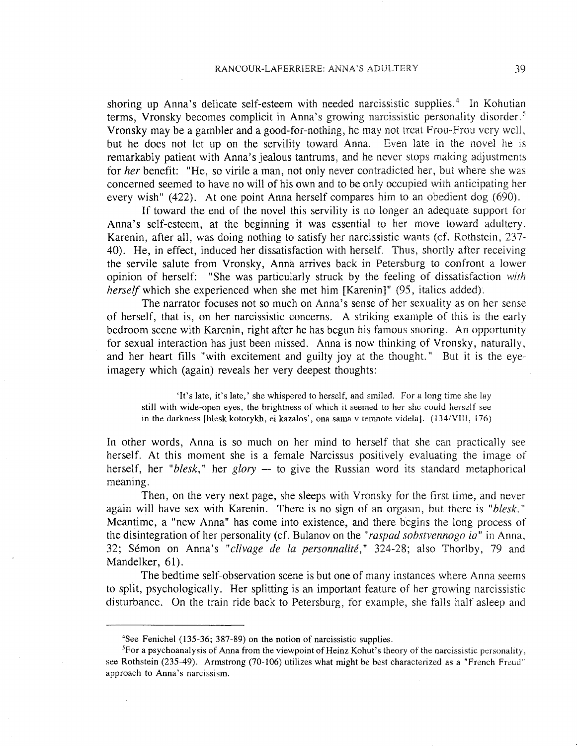shoring up Anna's delicate self-esteem with needed narcissistic supplies.[4] In Kohutian terms, Vronsky becomes complicit in Anna's growing narcissistic personality disorder.[5] Vronsky may be a gambler and a good-for-nothing, he may not treat Frou-Frou very well, but he does not let up on the servility toward Anna. Even late in the novel he is remarkably patient with Anna's jealous tantrums, and he never stops making adjustments for *her* benefit: "He, so virile a man, not only never contradicted her, but where she was concerned seemed to have no will of his own and to be only occupied with anticipating her every wish" (422). At one point Anna herself compares him to an obedient dog (690).

If toward the end of the novel this servility is no longer an adequate support for Anna's self-esteem, at the beginning it was essential to her move toward adultery. Karenin, after all, was doing nothing to satisfy her narcissistic wants (cf. Rothstein, 237-40). He, in effect, induced her dissatisfaction with herself. Thus, shortly after receiving the servile salute from Vronsky, Anna arrives back in Petersburg to confront a lower opinion of herself: "She was particularly struck by the feeling of dissatisfaction *with herself* which she experienced when she met him [Karenin]" (95, italics added).

The narrator focuses not so much on Anna's sense of her sexuality as on her sense of herself, that is, on her narcissistic concerns. A striking example of this is the early bedroom scene with Karenin, right after he has begun his famous snoring. An opportunity for sexual interaction has just been missed. Anna is now thinking of Vronsky, naturally, and her heart fills "with excitement and guilty joy at the thought." But it is the eye-imagery which (again) reveals her very deepest thoughts:

> 'It's late, it's late,' she whispered to herself, and smiled. For a long time she lay still with wide-open eyes, the brightness of which it seemed to her she could herself see in the darkness [blesk kotorykh, ei kazalos', ona sama v temnote videla]. (134/VIII, 176)

In other words, Anna is so much on her mind to herself that she can practically see herself. At this moment she is a female Narcissus positively evaluating the image of herself, her "*blesk*," her *glory* — to give the Russian word its standard metaphorical meaning.

Then, on the very next page, she sleeps with Vronsky for the first time, and never again will have sex with Karenin. There is no sign of an orgasm, but there is "*blesk*." Meantime, a "new Anna" has come into existence, and there begins the long process of the disintegration of her personality (cf. Bulanov on the "*raspad sobstvennogo ia*" in Anna, 32; Sémon on Anna's "*clivage de la personnalité*," 324-28; also Thorlby, 79 and Mandelker, 61).

The bedtime self-observation scene is but one of many instances where Anna seems to split, psychologically. Her splitting is an important feature of her growing narcissistic disturbance. On the train ride back to Petersburg, for example, she falls half asleep and

---

[4] See Fenichel (135-36; 387-89) on the notion of narcissistic supplies.

[5] For a psychoanalysis of Anna from the viewpoint of Heinz Kohut's theory of the narcissistic personality, see Rothstein (235-49). Armstrong (70-106) utilizes what might be best characterized as a "French Freud" approach to Anna's narcissism.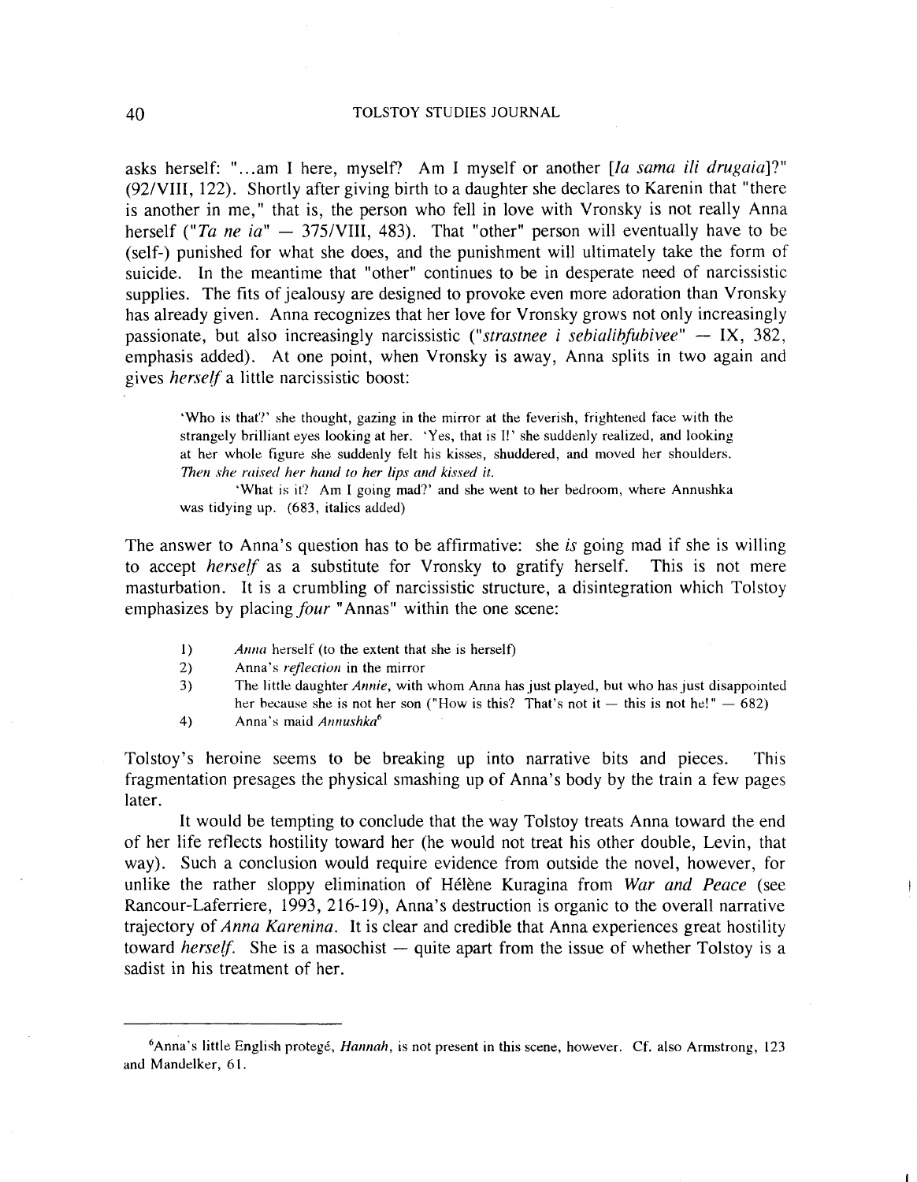asks herself: "...am I here, myself? Am I myself or another [*Ia sama ili drugaia*]?" (92/VIII, 122). Shortly after giving birth to a daughter she declares to Karenin that "there is another in me," that is, the person who fell in love with Vronsky is not really Anna herself ("*Ta ne ia*" — 375/VIII, 483). That "other" person will eventually have to be (self-) punished for what she does, and the punishment will ultimately take the form of suicide. In the meantime that "other" continues to be in desperate need of narcissistic supplies. The fits of jealousy are designed to provoke even more adoration than Vronsky has already given. Anna recognizes that her love for Vronsky grows not only increasingly passionate, but also increasingly narcissistic ("*strastnee i sebialibfubivee*" — IX, 382, emphasis added). At one point, when Vronsky is away, Anna splits in two again and gives *herself* a little narcissistic boost:

> 'Who is that?' she thought, gazing in the mirror at the feverish, frightened face with the strangely brilliant eyes looking at her. 'Yes, that is I!' she suddenly realized, and looking at her whole figure she suddenly felt his kisses, shuddered, and moved her shoulders. *Then she raised her hand to her lips and kissed it.*
>
> 'What is it? Am I going mad?' and she went to her bedroom, where Annushka was tidying up. (683, italics added)

The answer to Anna's question has to be affirmative: she *is* going mad if she is willing to accept *herself* as a substitute for Vronsky to gratify herself. This is not mere masturbation. It is a crumbling of narcissistic structure, a disintegration which Tolstoy emphasizes by placing *four* "Annas" within the one scene:

1) *Anna* herself (to the extent that she is herself)
2) Anna's *reflection* in the mirror
3) The little daughter *Annie*, with whom Anna has just played, but who has just disappointed her because she is not her son ("How is this? That's not it — this is not he!" — 682)
4) Anna's maid *Annushka*[6]

Tolstoy's heroine seems to be breaking up into narrative bits and pieces. This fragmentation presages the physical smashing up of Anna's body by the train a few pages later.

It would be tempting to conclude that the way Tolstoy treats Anna toward the end of her life reflects hostility toward her (he would not treat his other double, Levin, that way). Such a conclusion would require evidence from outside the novel, however, for unlike the rather sloppy elimination of Hélène Kuragina from *War and Peace* (see Rancour-Laferriere, 1993, 216-19), Anna's destruction is organic to the overall narrative trajectory of *Anna Karenina*. It is clear and credible that Anna experiences great hostility toward *herself*. She is a masochist — quite apart from the issue of whether Tolstoy is a sadist in his treatment of her.

---

[6]Anna's little English protegé, *Hannah*, is not present in this scene, however. Cf. also Armstrong, 123 and Mandelker, 61.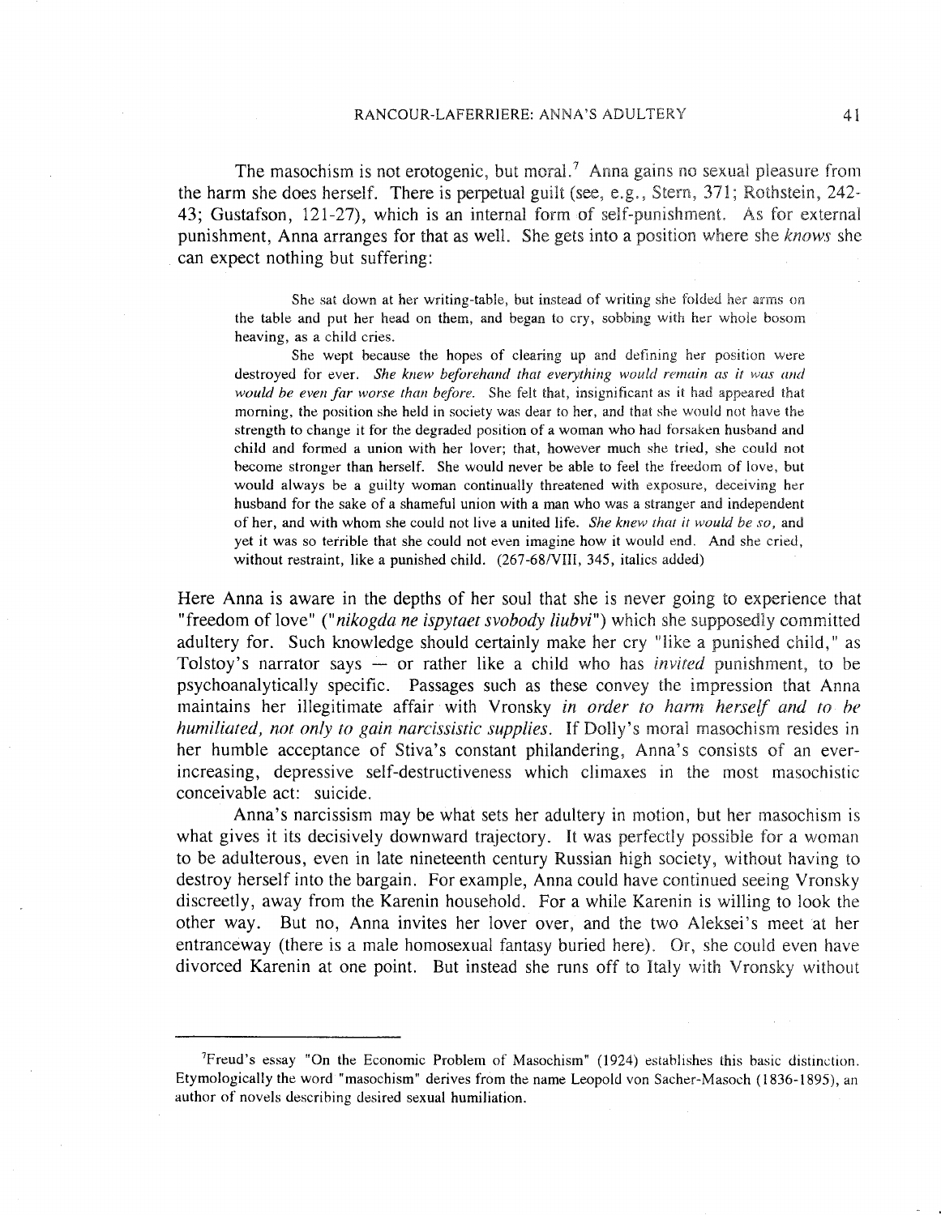The masochism is not erotogenic, but moral.[7] Anna gains no sexual pleasure from the harm she does herself. There is perpetual guilt (see, e.g., Stern, 371; Rothstein, 242-43; Gustafson, 121-27), which is an internal form of self-punishment. As for external punishment, Anna arranges for that as well. She gets into a position where she *knows* she can expect nothing but suffering:

> She sat down at her writing-table, but instead of writing she folded her arms on the table and put her head on them, and began to cry, sobbing with her whole bosom heaving, as a child cries.
>
> She wept because the hopes of clearing up and defining her position were destroyed for ever. *She knew beforehand that everything would remain as it was and would be even far worse than before.* She felt that, insignificant as it had appeared that morning, the position she held in society was dear to her, and that she would not have the strength to change it for the degraded position of a woman who had forsaken husband and child and formed a union with her lover; that, however much she tried, she could not become stronger than herself. She would never be able to feel the freedom of love, but would always be a guilty woman continually threatened with exposure, deceiving her husband for the sake of a shameful union with a man who was a stranger and independent of her, and with whom she could not live a united life. *She knew that it would be so,* and yet it was so terrible that she could not even imagine how it would end. And she cried, without restraint, like a punished child. (267-68/VIII, 345, italics added)

Here Anna is aware in the depths of her soul that she is never going to experience that "freedom of love" ("*nikogda ne ispytaet svobody liubvi*") which she supposedly committed adultery for. Such knowledge should certainly make her cry "like a punished child," as Tolstoy's narrator says — or rather like a child who has *invited* punishment, to be psychoanalytically specific. Passages such as these convey the impression that Anna maintains her illegitimate affair with Vronsky *in order to harm herself and to be humiliated, not only to gain narcissistic supplies.* If Dolly's moral masochism resides in her humble acceptance of Stiva's constant philandering, Anna's consists of an ever-increasing, depressive self-destructiveness which climaxes in the most masochistic conceivable act: suicide.

Anna's narcissism may be what sets her adultery in motion, but her masochism is what gives it its decisively downward trajectory. It was perfectly possible for a woman to be adulterous, even in late nineteenth century Russian high society, without having to destroy herself into the bargain. For example, Anna could have continued seeing Vronsky discreetly, away from the Karenin household. For a while Karenin is willing to look the other way. But no, Anna invites her lover over, and the two Aleksei's meet at her entranceway (there is a male homosexual fantasy buried here). Or, she could even have divorced Karenin at one point. But instead she runs off to Italy with Vronsky without

---

[7] Freud's essay "On the Economic Problem of Masochism" (1924) establishes this basic distinction. Etymologically the word "masochism" derives from the name Leopold von Sacher-Masoch (1836-1895), an author of novels describing desired sexual humiliation.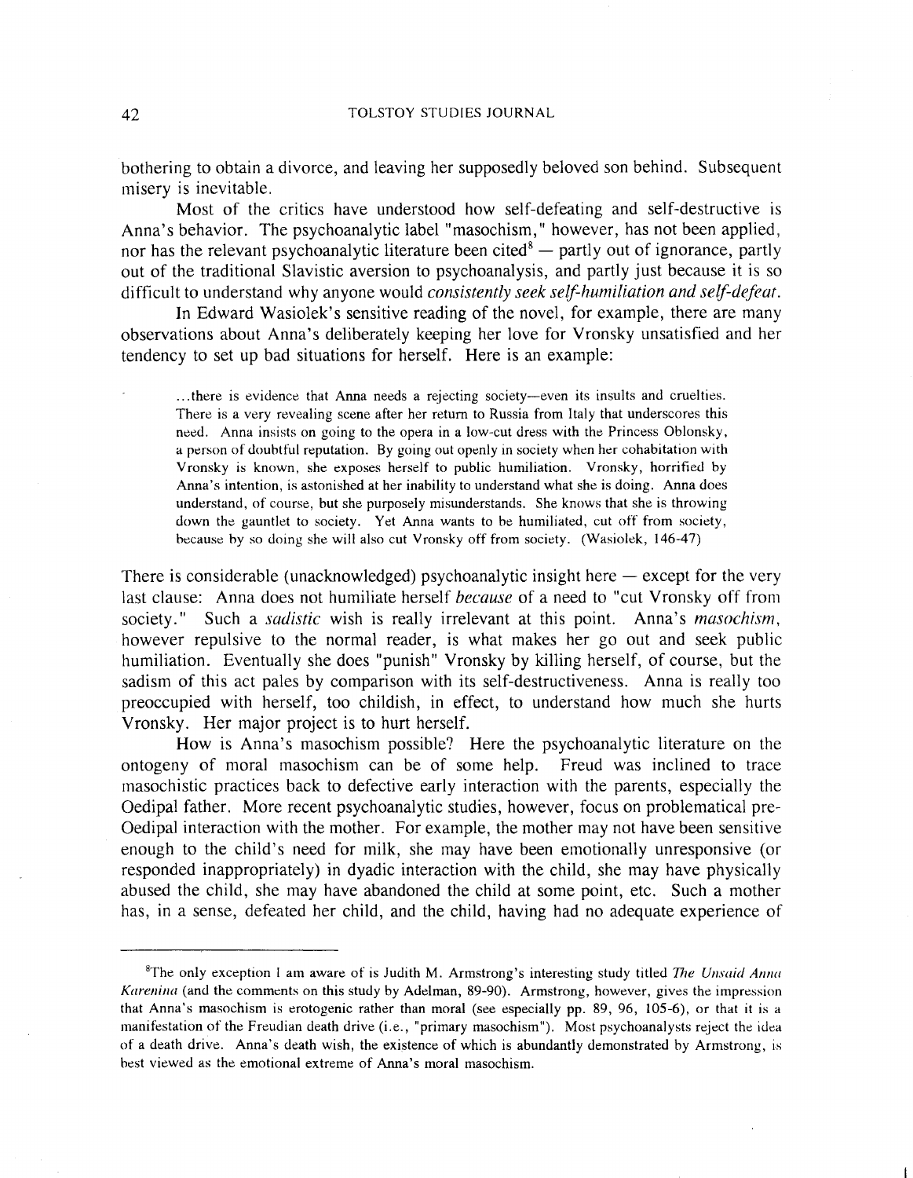bothering to obtain a divorce, and leaving her supposedly beloved son behind. Subsequent misery is inevitable.

Most of the critics have understood how self-defeating and self-destructive is Anna's behavior. The psychoanalytic label "masochism," however, has not been applied, nor has the relevant psychoanalytic literature been cited[8] — partly out of ignorance, partly out of the traditional Slavistic aversion to psychoanalysis, and partly just because it is so difficult to understand why anyone would *consistently seek self-humiliation and self-defeat.*

In Edward Wasiolek's sensitive reading of the novel, for example, there are many observations about Anna's deliberately keeping her love for Vronsky unsatisfied and her tendency to set up bad situations for herself. Here is an example:

> ...there is evidence that Anna needs a rejecting society—even its insults and cruelties. There is a very revealing scene after her return to Russia from Italy that underscores this need. Anna insists on going to the opera in a low-cut dress with the Princess Oblonsky, a person of doubtful reputation. By going out openly in society when her cohabitation with Vronsky is known, she exposes herself to public humiliation. Vronsky, horrified by Anna's intention, is astonished at her inability to understand what she is doing. Anna does understand, of course, but she purposely misunderstands. She knows that she is throwing down the gauntlet to society. Yet Anna wants to be humiliated, cut off from society, because by so doing she will also cut Vronsky off from society. (Wasiolek, 146-47)

There is considerable (unacknowledged) psychoanalytic insight here — except for the very last clause: Anna does not humiliate herself *because* of a need to "cut Vronsky off from society." Such a *sadistic* wish is really irrelevant at this point. Anna's *masochism*, however repulsive to the normal reader, is what makes her go out and seek public humiliation. Eventually she does "punish" Vronsky by killing herself, of course, but the sadism of this act pales by comparison with its self-destructiveness. Anna is really too preoccupied with herself, too childish, in effect, to understand how much she hurts Vronsky. Her major project is to hurt herself.

How is Anna's masochism possible? Here the psychoanalytic literature on the ontogeny of moral masochism can be of some help. Freud was inclined to trace masochistic practices back to defective early interaction with the parents, especially the Oedipal father. More recent psychoanalytic studies, however, focus on problematical pre-Oedipal interaction with the mother. For example, the mother may not have been sensitive enough to the child's need for milk, she may have been emotionally unresponsive (or responded inappropriately) in dyadic interaction with the child, she may have physically abused the child, she may have abandoned the child at some point, etc. Such a mother has, in a sense, defeated her child, and the child, having had no adequate experience of

---

[8]The only exception I am aware of is Judith M. Armstrong's interesting study titled *The Unsaid Anna Karenina* (and the comments on this study by Adelman, 89-90). Armstrong, however, gives the impression that Anna's masochism is erotogenic rather than moral (see especially pp. 89, 96, 105-6), or that it is a manifestation of the Freudian death drive (i.e., "primary masochism"). Most psychoanalysts reject the idea of a death drive. Anna's death wish, the existence of which is abundantly demonstrated by Armstrong, is best viewed as the emotional extreme of Anna's moral masochism.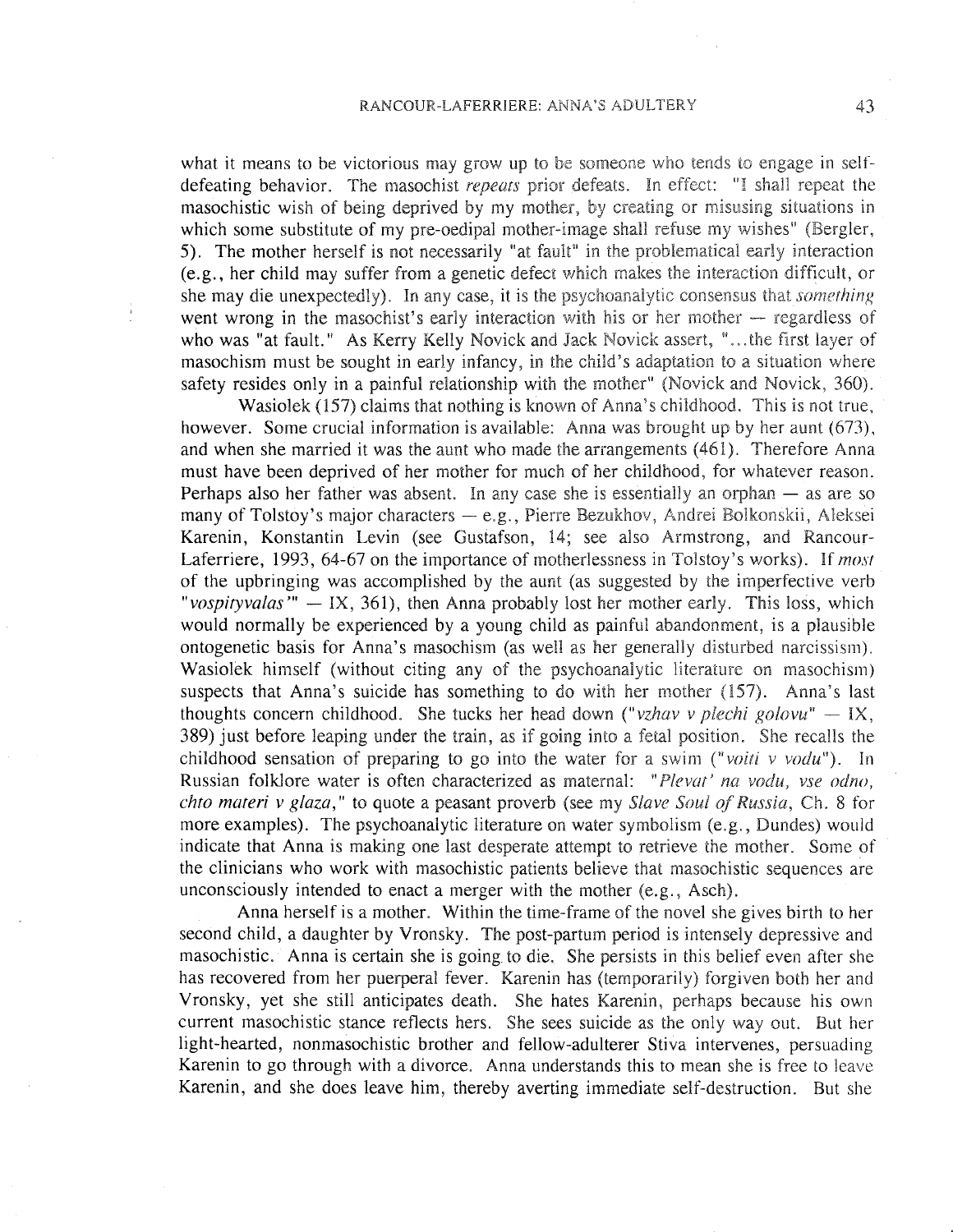what it means to be victorious may grow up to be someone who tends to engage in self-defeating behavior. The masochist *repeats* prior defeats. In effect: "I shall repeat the masochistic wish of being deprived by my mother, by creating or misusing situations in which some substitute of my pre-oedipal mother-image shall refuse my wishes" (Bergler, 5). The mother herself is not necessarily "at fault" in the problematical early interaction (e.g., her child may suffer from a genetic defect which makes the interaction difficult, or she may die unexpectedly). In any case, it is the psychoanalytic consensus that *something* went wrong in the masochist's early interaction with his or her mother — regardless of who was "at fault." As Kerry Kelly Novick and Jack Novick assert, "...the first layer of masochism must be sought in early infancy, in the child's adaptation to a situation where safety resides only in a painful relationship with the mother" (Novick and Novick, 360).

Wasiolek (157) claims that nothing is known of Anna's childhood. This is not true, however. Some crucial information is available: Anna was brought up by her aunt (673), and when she married it was the aunt who made the arrangements (461). Therefore Anna must have been deprived of her mother for much of her childhood, for whatever reason. Perhaps also her father was absent. In any case she is essentially an orphan — as are so many of Tolstoy's major characters — e.g., Pierre Bezukhov, Andrei Bolkonskii, Aleksei Karenin, Konstantin Levin (see Gustafson, 14; see also Armstrong, and Rancour-Laferriere, 1993, 64-67 on the importance of motherlessness in Tolstoy's works). If *most* of the upbringing was accomplished by the aunt (as suggested by the imperfective verb "*vospityvalas'*" — IX, 361), then Anna probably lost her mother early. This loss, which would normally be experienced by a young child as painful abandonment, is a plausible ontogenetic basis for Anna's masochism (as well as her generally disturbed narcissism). Wasiolek himself (without citing any of the psychoanalytic literature on masochism) suspects that Anna's suicide has something to do with her mother (157). Anna's last thoughts concern childhood. She tucks her head down ("*vzhav v plechi golovu*" — IX, 389) just before leaping under the train, as if going into a fetal position. She recalls the childhood sensation of preparing to go into the water for a swim ("*voiti v vodu*"). In Russian folklore water is often characterized as maternal: "*Plevat' na vodu, vse odno, chto materi v glaza*," to quote a peasant proverb (see my *Slave Soul of Russia*, Ch. 8 for more examples). The psychoanalytic literature on water symbolism (e.g., Dundes) would indicate that Anna is making one last desperate attempt to retrieve the mother. Some of the clinicians who work with masochistic patients believe that masochistic sequences are unconsciously intended to enact a merger with the mother (e.g., Asch).

Anna herself is a mother. Within the time-frame of the novel she gives birth to her second child, a daughter by Vronsky. The post-partum period is intensely depressive and masochistic. Anna is certain she is going to die. She persists in this belief even after she has recovered from her puerperal fever. Karenin has (temporarily) forgiven both her and Vronsky, yet she still anticipates death. She hates Karenin, perhaps because his own current masochistic stance reflects hers. She sees suicide as the only way out. But her light-hearted, nonmasochistic brother and fellow-adulterer Stiva intervenes, persuading Karenin to go through with a divorce. Anna understands this to mean she is free to leave Karenin, and she does leave him, thereby averting immediate self-destruction. But she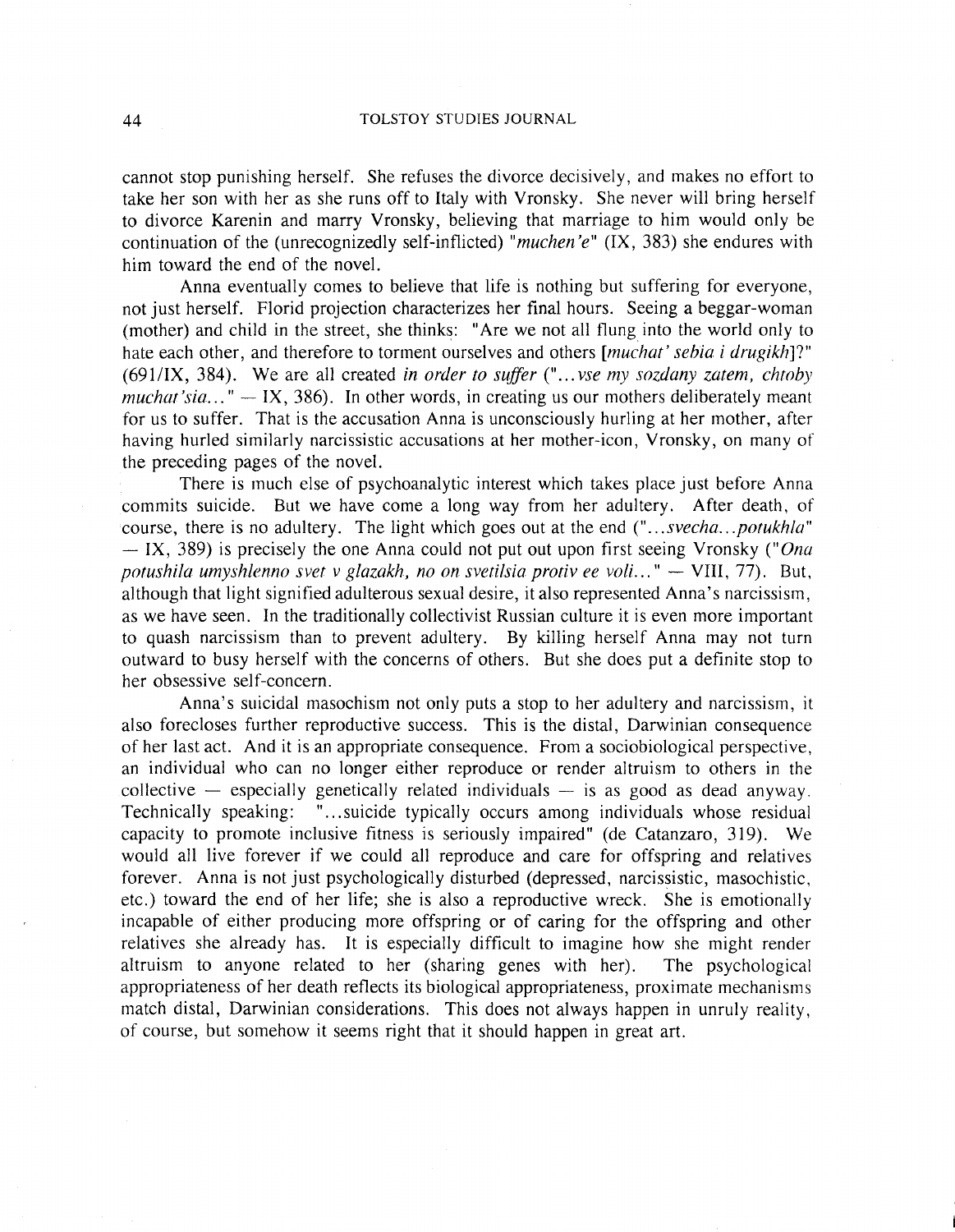cannot stop punishing herself. She refuses the divorce decisively, and makes no effort to take her son with her as she runs off to Italy with Vronsky. She never will bring herself to divorce Karenin and marry Vronsky, believing that marriage to him would only be continuation of the (unrecognizedly self-inflicted) "*muchen'e*" (IX, 383) she endures with him toward the end of the novel.

Anna eventually comes to believe that life is nothing but suffering for everyone, not just herself. Florid projection characterizes her final hours. Seeing a beggar-woman (mother) and child in the street, she thinks: "Are we not all flung into the world only to hate each other, and therefore to torment ourselves and others [*muchat' sebia i drugikh*]?" (691/IX, 384). We are all created *in order to suffer* ("*...vse my sozdany zatem, chtoby muchat'sia...*" — IX, 386). In other words, in creating us our mothers deliberately meant for us to suffer. That is the accusation Anna is unconsciously hurling at her mother, after having hurled similarly narcissistic accusations at her mother-icon, Vronsky, on many of the preceding pages of the novel.

There is much else of psychoanalytic interest which takes place just before Anna commits suicide. But we have come a long way from her adultery. After death, of course, there is no adultery. The light which goes out at the end ("*...svecha...potukhla*" — IX, 389) is precisely the one Anna could not put out upon first seeing Vronsky ("*Ona potushila umyshlenno svet v glazakh, no on svetilsia protiv ee voli...*" — VIII, 77). But, although that light signified adulterous sexual desire, it also represented Anna's narcissism, as we have seen. In the traditionally collectivist Russian culture it is even more important to quash narcissism than to prevent adultery. By killing herself Anna may not turn outward to busy herself with the concerns of others. But she does put a definite stop to her obsessive self-concern.

Anna's suicidal masochism not only puts a stop to her adultery and narcissism, it also forecloses further reproductive success. This is the distal, Darwinian consequence of her last act. And it is an appropriate consequence. From a sociobiological perspective, an individual who can no longer either reproduce or render altruism to others in the collective — especially genetically related individuals — is as good as dead anyway. Technically speaking: "...suicide typically occurs among individuals whose residual capacity to promote inclusive fitness is seriously impaired" (de Catanzaro, 319). We would all live forever if we could all reproduce and care for offspring and relatives forever. Anna is not just psychologically disturbed (depressed, narcissistic, masochistic, etc.) toward the end of her life; she is also a reproductive wreck. She is emotionally incapable of either producing more offspring or of caring for the offspring and other relatives she already has. It is especially difficult to imagine how she might render altruism to anyone related to her (sharing genes with her). The psychological appropriateness of her death reflects its biological appropriateness, proximate mechanisms match distal, Darwinian considerations. This does not always happen in unruly reality, of course, but somehow it seems right that it should happen in great art.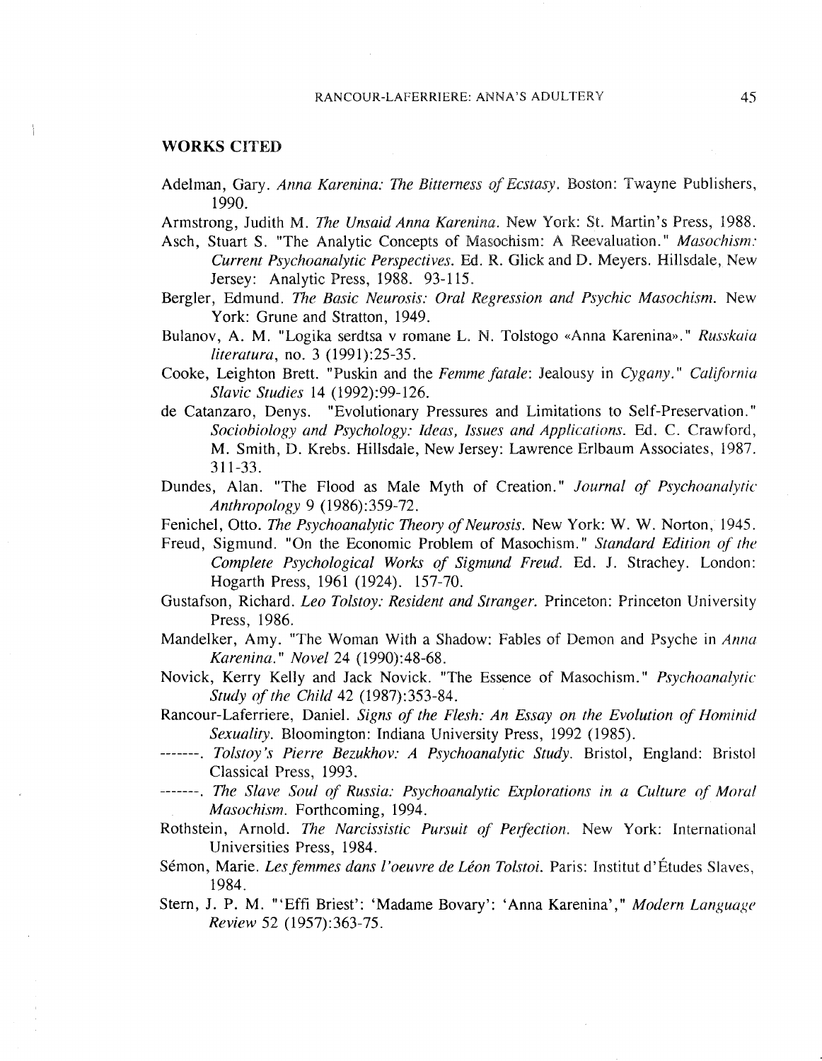## WORKS CITED

Adelman, Gary. *Anna Karenina: The Bitterness of Ecstasy*. Boston: Twayne Publishers, 1990.

Armstrong, Judith M. *The Unsaid Anna Karenina*. New York: St. Martin's Press, 1988.

Asch, Stuart S. "The Analytic Concepts of Masochism: A Reevaluation." *Masochism: Current Psychoanalytic Perspectives*. Ed. R. Glick and D. Meyers. Hillsdale, New Jersey: Analytic Press, 1988. 93-115.

Bergler, Edmund. *The Basic Neurosis: Oral Regression and Psychic Masochism*. New York: Grune and Stratton, 1949.

Bulanov, A. M. "Logika serdtsa v romane L. N. Tolstogo «Anna Karenina»." *Russkaia literatura*, no. 3 (1991):25-35.

Cooke, Leighton Brett. "Puskin and the *Femme fatale*: Jealousy in *Cygany*." *California Slavic Studies* 14 (1992):99-126.

de Catanzaro, Denys. "Evolutionary Pressures and Limitations to Self-Preservation." *Sociobiology and Psychology: Ideas, Issues and Applications*. Ed. C. Crawford, M. Smith, D. Krebs. Hillsdale, New Jersey: Lawrence Erlbaum Associates, 1987. 311-33.

Dundes, Alan. "The Flood as Male Myth of Creation." *Journal of Psychoanalytic Anthropology* 9 (1986):359-72.

Fenichel, Otto. *The Psychoanalytic Theory of Neurosis*. New York: W. W. Norton, 1945.

Freud, Sigmund. "On the Economic Problem of Masochism." *Standard Edition of the Complete Psychological Works of Sigmund Freud*. Ed. J. Strachey. London: Hogarth Press, 1961 (1924). 157-70.

Gustafson, Richard. *Leo Tolstoy: Resident and Stranger*. Princeton: Princeton University Press, 1986.

Mandelker, Amy. "The Woman With a Shadow: Fables of Demon and Psyche in *Anna Karenina*." *Novel* 24 (1990):48-68.

Novick, Kerry Kelly and Jack Novick. "The Essence of Masochism." *Psychoanalytic Study of the Child* 42 (1987):353-84.

Rancour-Laferriere, Daniel. *Signs of the Flesh: An Essay on the Evolution of Hominid Sexuality*. Bloomington: Indiana University Press, 1992 (1985).

-------. *Tolstoy's Pierre Bezukhov: A Psychoanalytic Study*. Bristol, England: Bristol Classical Press, 1993.

-------. *The Slave Soul of Russia: Psychoanalytic Explorations in a Culture of Moral Masochism*. Forthcoming, 1994.

Rothstein, Arnold. *The Narcissistic Pursuit of Perfection*. New York: International Universities Press, 1984.

Sémon, Marie. *Les femmes dans l'oeuvre de Léon Tolstoi*. Paris: Institut d'Études Slaves, 1984.

Stern, J. P. M. "'Effi Briest': 'Madame Bovary': 'Anna Karenina'," *Modern Language Review* 52 (1957):363-75.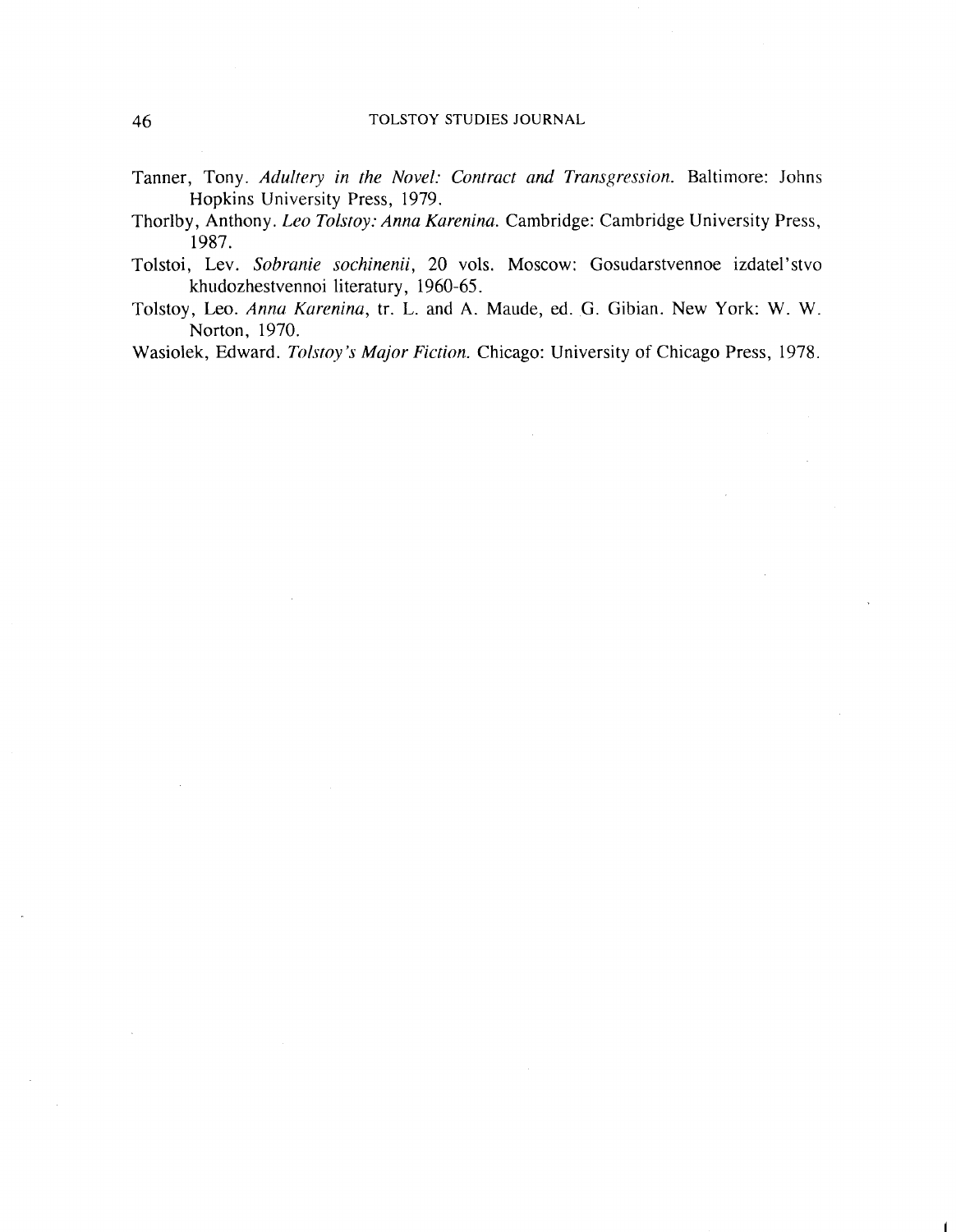Tanner, Tony. *Adultery in the Novel: Contract and Transgression.* Baltimore: Johns Hopkins University Press, 1979.

Thorlby, Anthony. *Leo Tolstoy: Anna Karenina.* Cambridge: Cambridge University Press, 1987.

Tolstoi, Lev. *Sobranie sochinenii*, 20 vols. Moscow: Gosudarstvennoe izdatel'stvo khudozhestvennoi literatury, 1960-65.

Tolstoy, Leo. *Anna Karenina*, tr. L. and A. Maude, ed. G. Gibian. New York: W. W. Norton, 1970.

Wasiolek, Edward. *Tolstoy's Major Fiction.* Chicago: University of Chicago Press, 1978.